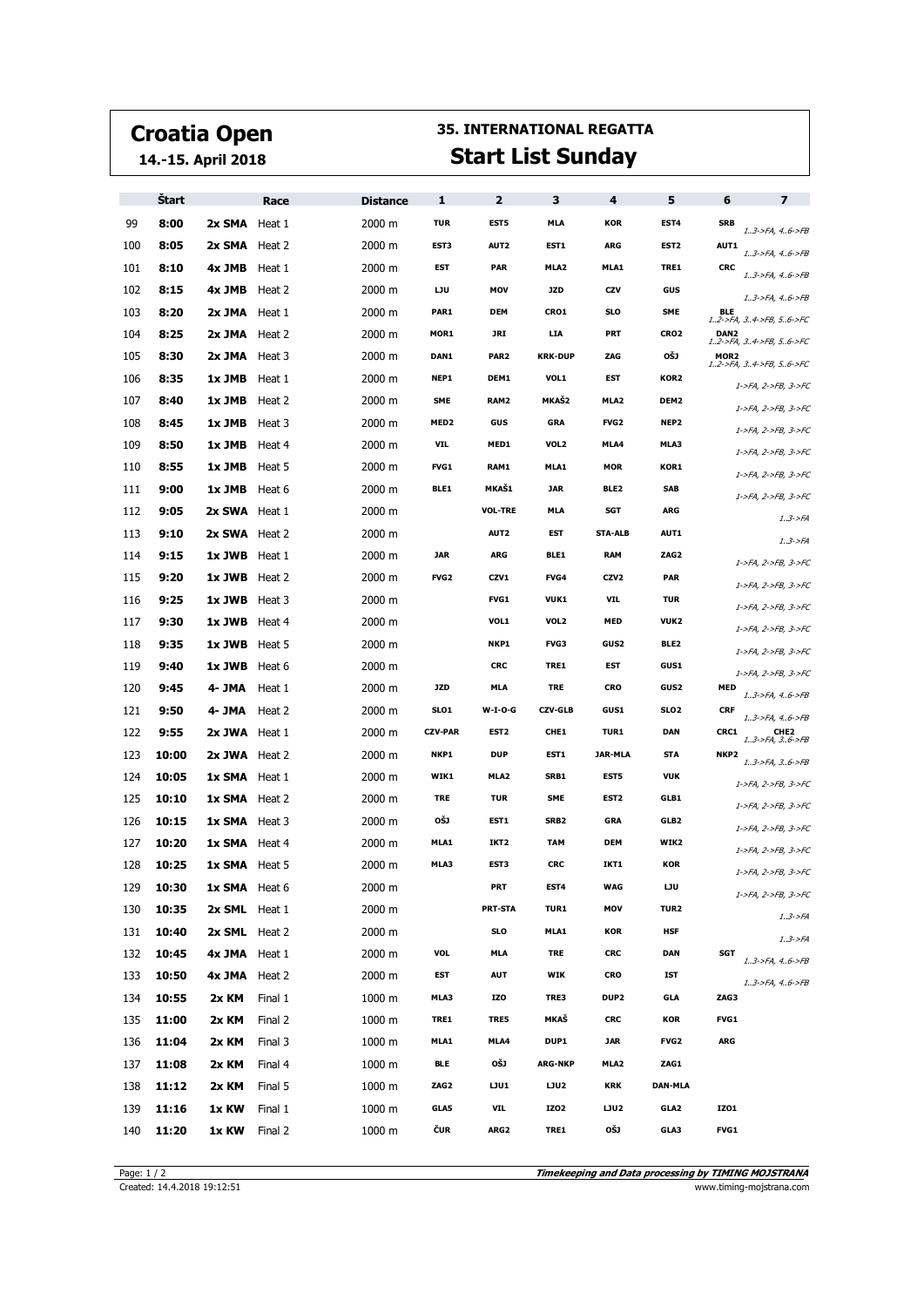# Croatia Open

**14.-15. April 2018**

## 35. INTERNATIONAL REGATTA

## Start List Sunday

| | Štart | Race | | Distance | 1 | 2 | 3 | 4 | 5 | 6 | 7 |
|---|---|---|---|---|---|---|---|---|---|---|---|
| 99 | 8:00 | 2x SMA | Heat 1 | 2000 m | TUR | EST5 | MLA | KOR | EST4 | SRB | *1..3->FA, 4..6->FB* |
| 100 | 8:05 | 2x SMA | Heat 2 | 2000 m | EST3 | AUT2 | EST1 | ARG | EST2 | AUT1 | *1..3->FA, 4..6->FB* |
| 101 | 8:10 | 4x JMB | Heat 1 | 2000 m | EST | PAR | MLA2 | MLA1 | TRE1 | CRC | *1..3->FA, 4..6->FB* |
| 102 | 8:15 | 4x JMB | Heat 2 | 2000 m | LJU | MOV | JZD | CZV | GUS | | *1..3->FA, 4..6->FB* |
| 103 | 8:20 | 2x JMA | Heat 1 | 2000 m | PAR1 | DEM | CRO1 | SLO | SME | BLE | *1..2->FA, 3..4->FB, 5..6->FC* |
| 104 | 8:25 | 2x JMA | Heat 2 | 2000 m | MOR1 | JRI | LIA | PRT | CRO2 | DAN2 | *1..2->FA, 3..4->FB, 5..6->FC* |
| 105 | 8:30 | 2x JMA | Heat 3 | 2000 m | DAN1 | PAR2 | KRK-DUP | ZAG | OŠJ | MOR2 | *1..2->FA, 3..4->FB, 5..6->FC* |
| 106 | 8:35 | 1x JMB | Heat 1 | 2000 m | NEP1 | DEM1 | VOL1 | EST | KOR2 | | *1->FA, 2->FB, 3->FC* |
| 107 | 8:40 | 1x JMB | Heat 2 | 2000 m | SME | RAM2 | MKAŠ2 | MLA2 | DEM2 | | *1->FA, 2->FB, 3->FC* |
| 108 | 8:45 | 1x JMB | Heat 3 | 2000 m | MED2 | GUS | GRA | FVG2 | NEP2 | | *1->FA, 2->FB, 3->FC* |
| 109 | 8:50 | 1x JMB | Heat 4 | 2000 m | VIL | MED1 | VOL2 | MLA4 | MLA3 | | *1->FA, 2->FB, 3->FC* |
| 110 | 8:55 | 1x JMB | Heat 5 | 2000 m | FVG1 | RAM1 | MLA1 | MOR | KOR1 | | *1->FA, 2->FB, 3->FC* |
| 111 | 9:00 | 1x JMB | Heat 6 | 2000 m | BLE1 | MKAŠ1 | JAR | BLE2 | SAB | | *1->FA, 2->FB, 3->FC* |
| 112 | 9:05 | 2x SWA | Heat 1 | 2000 m | | VOL-TRE | MLA | SGT | ARG | | *1..3->FA* |
| 113 | 9:10 | 2x SWA | Heat 2 | 2000 m | | AUT2 | EST | STA-ALB | AUT1 | | *1..3->FA* |
| 114 | 9:15 | 1x JWB | Heat 1 | 2000 m | JAR | ARG | BLE1 | RAM | ZAG2 | | *1->FA, 2->FB, 3->FC* |
| 115 | 9:20 | 1x JWB | Heat 2 | 2000 m | FVG2 | CZV1 | FVG4 | CZV2 | PAR | | *1->FA, 2->FB, 3->FC* |
| 116 | 9:25 | 1x JWB | Heat 3 | 2000 m | | FVG1 | VUK1 | VIL | TUR | | *1->FA, 2->FB, 3->FC* |
| 117 | 9:30 | 1x JWB | Heat 4 | 2000 m | | VOL1 | VOL2 | MED | VUK2 | | *1->FA, 2->FB, 3->FC* |
| 118 | 9:35 | 1x JWB | Heat 5 | 2000 m | | NKP1 | FVG3 | GUS2 | BLE2 | | *1->FA, 2->FB, 3->FC* |
| 119 | 9:40 | 1x JWB | Heat 6 | 2000 m | | CRC | TRE1 | EST | GUS1 | | *1->FA, 2->FB, 3->FC* |
| 120 | 9:45 | 4- JMA | Heat 1 | 2000 m | JZD | MLA | TRE | CRO | GUS2 | MED | *1..3->FA, 4..6->FB* |
| 121 | 9:50 | 4- JMA | Heat 2 | 2000 m | SLO1 | W-I-O-G | CZV-GLB | GUS1 | SLO2 | CRF | *1..3->FA, 4..6->FB* |
| 122 | 9:55 | 2x JWA | Heat 1 | 2000 m | CZV-PAR | EST2 | CHE1 | TUR1 | DAN | CRC1 | CHE2 *1..3->FA, 3..6->FB* |
| 123 | 10:00 | 2x JWA | Heat 2 | 2000 m | NKP1 | DUP | EST1 | JAR-MLA | STA | NKP2 | *1..3->FA, 3..6->FB* |
| 124 | 10:05 | 1x SMA | Heat 1 | 2000 m | WIK1 | MLA2 | SRB1 | EST5 | VUK | | *1->FA, 2->FB, 3->FC* |
| 125 | 10:10 | 1x SMA | Heat 2 | 2000 m | TRE | TUR | SME | EST2 | GLB1 | | *1->FA, 2->FB, 3->FC* |
| 126 | 10:15 | 1x SMA | Heat 3 | 2000 m | OŠJ | EST1 | SRB2 | GRA | GLB2 | | *1->FA, 2->FB, 3->FC* |
| 127 | 10:20 | 1x SMA | Heat 4 | 2000 m | MLA1 | IKT2 | TAM | DEM | WIK2 | | *1->FA, 2->FB, 3->FC* |
| 128 | 10:25 | 1x SMA | Heat 5 | 2000 m | MLA3 | EST3 | CRC | IKT1 | KOR | | *1->FA, 2->FB, 3->FC* |
| 129 | 10:30 | 1x SMA | Heat 6 | 2000 m | | PRT | EST4 | WAG | LJU | | *1->FA, 2->FB, 3->FC* |
| 130 | 10:35 | 2x SML | Heat 1 | 2000 m | | PRT-STA | TUR1 | MOV | TUR2 | | *1..3->FA* |
| 131 | 10:40 | 2x SML | Heat 2 | 2000 m | | SLO | MLA1 | KOR | HSF | | *1..3->FA* |
| 132 | 10:45 | 4x JMA | Heat 1 | 2000 m | VOL | MLA | TRE | CRC | DAN | SGT | *1..3->FA, 4..6->FB* |
| 133 | 10:50 | 4x JMA | Heat 2 | 2000 m | EST | AUT | WIK | CRO | IST | | *1..3->FA, 4..6->FB* |
| 134 | 10:55 | 2x KM | Final 1 | 1000 m | MLA3 | IZO | TRE3 | DUP2 | GLA | ZAG3 | |
| 135 | 11:00 | 2x KM | Final 2 | 1000 m | TRE1 | TRE5 | MKAŠ | CRC | KOR | FVG1 | |
| 136 | 11:04 | 2x KM | Final 3 | 1000 m | MLA1 | MLA4 | DUP1 | JAR | FVG2 | ARG | |
| 137 | 11:08 | 2x KM | Final 4 | 1000 m | BLE | OŠJ | ARG-NKP | MLA2 | ZAG1 | | |
| 138 | 11:12 | 2x KM | Final 5 | 1000 m | ZAG2 | LJU1 | LJU2 | KRK | DAN-MLA | | |
| 139 | 11:16 | 1x KW | Final 1 | 1000 m | GLA5 | VIL | IZO2 | LJU2 | GLA2 | IZO1 | |
| 140 | 11:20 | 1x KW | Final 2 | 1000 m | ČUR | ARG2 | TRE1 | OŠJ | GLA3 | FVG1 | |

Created: 14.4.2018 19:12:51

*Timekeeping and Data processing by TIMING MOJSTRANA*

www.timing-mojstrana.com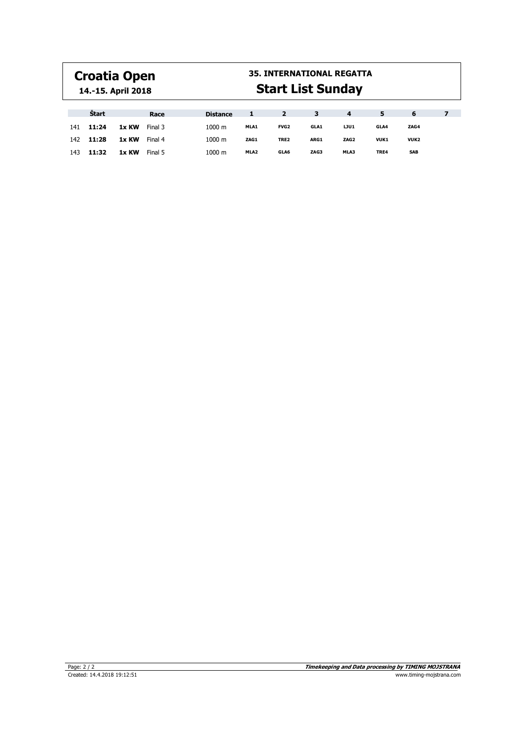# Croatia Open

**14.-15. April 2018**

## 35. INTERNATIONAL REGATTA

## Start List Sunday

| | Štart | | Race | Distance | 1 | 2 | 3 | 4 | 5 | 6 | 7 |
|---|---|---|---|---|---|---|---|---|---|---|---|
| 141 | **11:24** | **1x KW** | Final 3 | 1000 m | MLA1 | FVG2 | GLA1 | LJU1 | GLA4 | ZAG4 | |
| 142 | **11:28** | **1x KW** | Final 4 | 1000 m | ZAG1 | TRE2 | ARG1 | ZAG2 | VUK1 | VUK2 | |
| 143 | **11:32** | **1x KW** | Final 5 | 1000 m | MLA2 | GLA6 | ZAG3 | MLA3 | TRE4 | SAB | |

Created: 14.4.2018 19:12:51

***Timekeeping and Data processing by TIMING MOJSTRANA***

www.timing-mojstrana.com